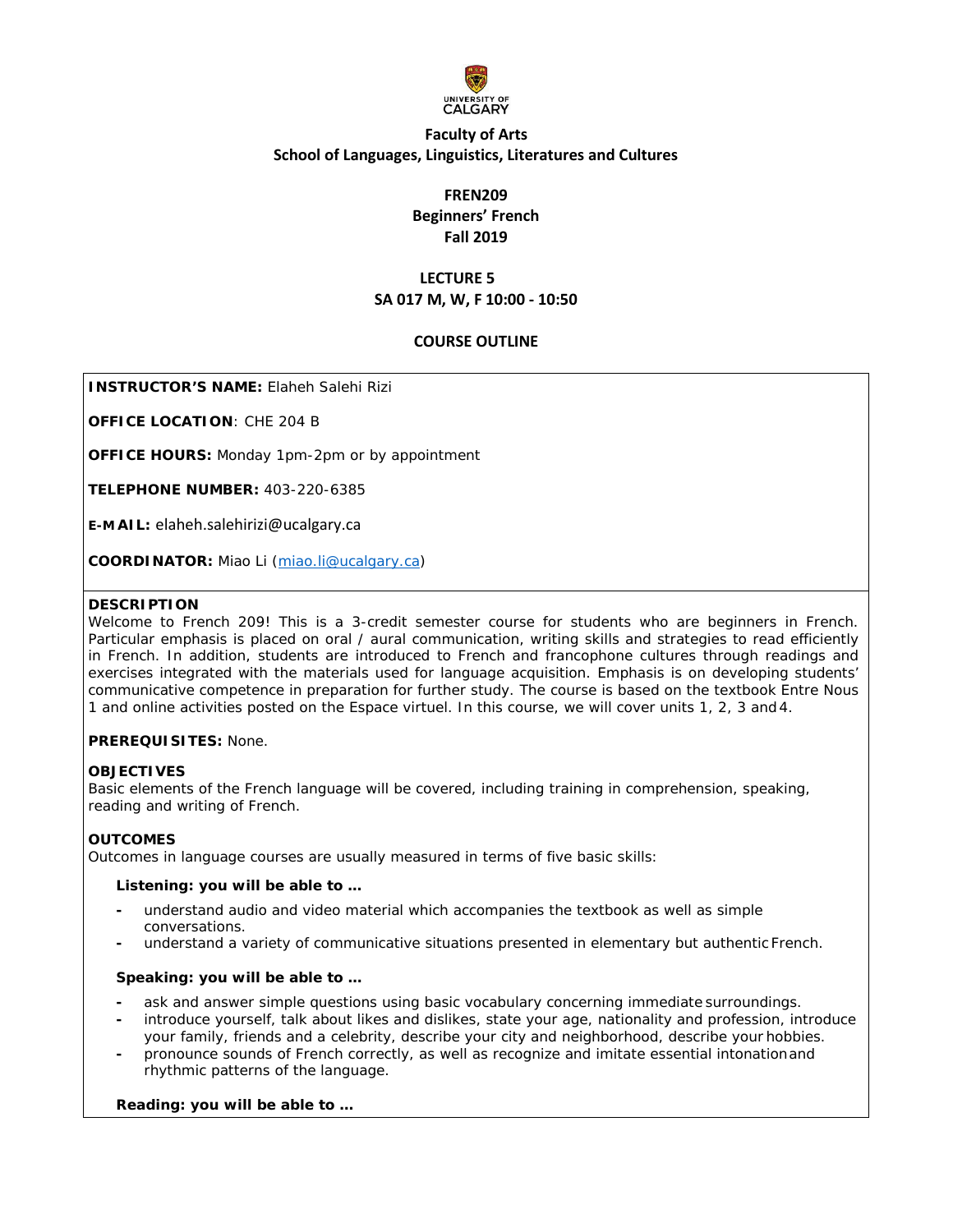UNIVERSITY OF CALGARY

**Faculty of Arts**
**School of Languages, Linguistics, Literatures and Cultures**

# FREN209
## Beginners' French
### Fall 2019

**LECTURE 5**
**SA 017 M, W, F 10:00 - 10:50**

**COURSE OUTLINE**

**INSTRUCTOR'S NAME:** Elaheh Salehi Rizi

**OFFICE LOCATION**: CHE 204 B

**OFFICE HOURS:** Monday 1pm-2pm or by appointment

**TELEPHONE NUMBER:** 403-220-6385

**E-MAIL:** elaheh.salehirizi@ucalgary.ca

**COORDINATOR:** Miao Li (miao.li@ucalgary.ca)

**DESCRIPTION**
Welcome to French 209! This is a 3-credit semester course for students who are beginners in French. Particular emphasis is placed on oral / aural communication, writing skills and strategies to read efficiently in French. In addition, students are introduced to French and francophone cultures through readings and exercises integrated with the materials used for language acquisition. Emphasis is on developing students' communicative competence in preparation for further study. The course is based on the textbook Entre Nous 1 and online activities posted on the Espace virtuel. In this course, we will cover units 1, 2, 3 and 4.

**PREREQUISITES:** None.

**OBJECTIVES**
Basic elements of the French language will be covered, including training in comprehension, speaking, reading and writing of French.

**OUTCOMES**
Outcomes in language courses are usually measured in terms of five basic skills:

**Listening: you will be able to …**

- understand audio and video material which accompanies the textbook as well as simple conversations.
- understand a variety of communicative situations presented in elementary but authentic French.

**Speaking: you will be able to …**

- ask and answer simple questions using basic vocabulary concerning immediate surroundings.
- introduce yourself, talk about likes and dislikes, state your age, nationality and profession, introduce your family, friends and a celebrity, describe your city and neighborhood, describe your hobbies.
- pronounce sounds of French correctly, as well as recognize and imitate essential intonation and rhythmic patterns of the language.

**Reading: you will be able to …**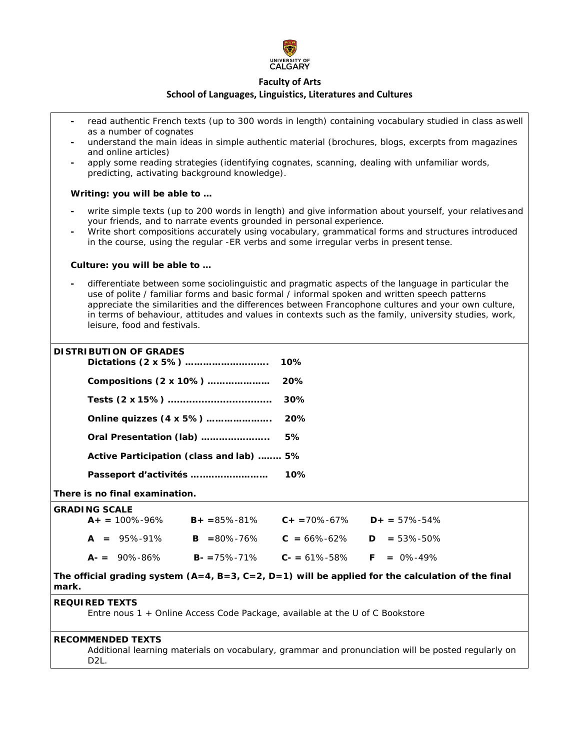**Faculty of Arts**
**School of Languages, Linguistics, Literatures and Cultures**

- read authentic French texts (up to 300 words in length) containing vocabulary studied in class as well as a number of cognates
- understand the main ideas in simple authentic material (brochures, blogs, excerpts from magazines and online articles)
- apply some reading strategies (identifying cognates, scanning, dealing with unfamiliar words, predicting, activating background knowledge).

**Writing: you will be able to …**

- write simple texts (up to 200 words in length) and give information about yourself, your relatives and your friends, and to narrate events grounded in personal experience.
- Write short compositions accurately using vocabulary, grammatical forms and structures introduced in the course, using the regular -ER verbs and some irregular verbs in present tense.

**Culture: you will be able to …**

- differentiate between some sociolinguistic and pragmatic aspects of the language in particular the use of polite / familiar forms and basic formal / informal spoken and written speech patterns appreciate the similarities and the differences between Francophone cultures and your own culture, in terms of behaviour, attitudes and values in contexts such as the family, university studies, work, leisure, food and festivals.

**DISTRIBUTION OF GRADES**

**Dictations (2 x 5%) ……………………… 10%**

**Compositions (2 x 10%) ………………… 20%**

**Tests (2 x 15%) …………………………… 30%**

**Online quizzes (4 x 5%) ………………… 20%**

**Oral Presentation (lab) ………………… 5%**

**Active Participation (class and lab) …….. 5%**

**Passeport d'activités ……………………… 10%**

**There is no final examination.**

**GRADING SCALE**

| | | | |
|---|---|---|---|
| **A+** = 100%-96% | **B+** =85%-81% | **C+** =70%-67% | **D+** = 57%-54% |
| **A** = 95%-91% | **B** =80%-76% | **C** = 66%-62% | **D** = 53%-50% |
| **A-** = 90%-86% | **B-** =75%-71% | **C-** = 61%-58% | **F** = 0%-49% |

**The official grading system (A=4, B=3, C=2, D=1) will be applied for the calculation of the final mark.**

**REQUIRED TEXTS**

Entre nous 1 + Online Access Code Package, available at the U of C Bookstore

**RECOMMENDED TEXTS**

Additional learning materials on vocabulary, grammar and pronunciation will be posted regularly on D2L.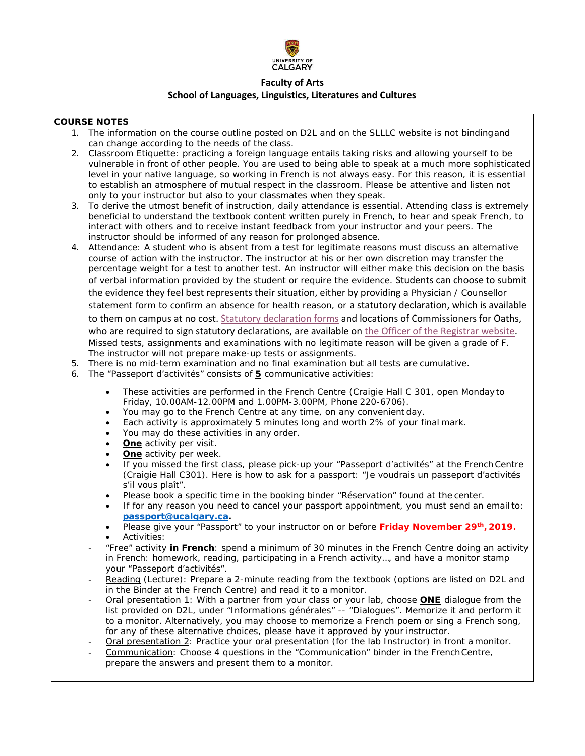**Faculty of Arts**

**School of Languages, Linguistics, Literatures and Cultures**

**COURSE NOTES**

1. The information on the course outline posted on D2L and on the SLLLC website is not binding and can change according to the needs of the class.
2. Classroom Etiquette: practicing a foreign language entails taking risks and allowing yourself to be vulnerable in front of other people. You are used to being able to speak at a much more sophisticated level in your native language, so working in French is not always easy. For this reason, it is essential to establish an atmosphere of mutual respect in the classroom. Please be attentive and listen not only to your instructor but also to your classmates when they speak.
3. To derive the utmost benefit of instruction, daily attendance is essential. Attending class is extremely beneficial to understand the textbook content written purely in French, to hear and speak French, to interact with others and to receive instant feedback from your instructor and your peers. The instructor should be informed of any reason for prolonged absence.
4. Attendance: A student who is absent from a test for legitimate reasons must discuss an alternative course of action with the instructor. The instructor at his or her own discretion may transfer the percentage weight for a test to another test. An instructor will either make this decision on the basis of verbal information provided by the student or require the evidence. Students can choose to submit the evidence they feel best represents their situation, either by providing a Physician / Counsellor statement form to confirm an absence for health reason, or a statutory declaration, which is available to them on campus at no cost. Statutory declaration forms and locations of Commissioners for Oaths, who are required to sign statutory declarations, are available on the Officer of the Registrar website. Missed tests, assignments and examinations with no legitimate reason will be given a grade of F. The instructor will not prepare make-up tests or assignments.
5. There is no mid-term examination and no final examination but all tests are cumulative.
6. The "Passeport d'activités" consists of **5** communicative activities:
   - These activities are performed in the French Centre (Craigie Hall C 301, open Monday to Friday, 10.00AM-12.00PM and 1.00PM-3.00PM, Phone 220-6706).
   - You may go to the French Centre at any time, on any convenient day.
   - Each activity is approximately 5 minutes long and worth 2% of your final mark.
   - You may do these activities in any order.
   - **One** activity per visit.
   - **One** activity per week.
   - If you missed the first class, please pick-up your "Passeport d'activités" at the French Centre (Craigie Hall C301). Here is how to ask for a passport: "Je voudrais un passeport d'activités s'il vous plaît".
   - Please book a specific time in the booking binder "Réservation" found at the center.
   - If for any reason you need to cancel your passport appointment, you must send an email to: **passport@ucalgary.ca.**
   - Please give your "Passport" to your instructor on or before **Friday November 29th, 2019.**
   - Activities:

   - "Free" activity **in French**: spend a minimum of 30 minutes in the French Centre doing an activity in French: homework, reading, participating in a French activity…, and have a monitor stamp your "Passeport d'activités".
   - Reading (Lecture): Prepare a 2-minute reading from the textbook (options are listed on D2L and in the Binder at the French Centre) and read it to a monitor.
   - Oral presentation 1: With a partner from your class or your lab, choose **ONE** dialogue from the list provided on D2L, under "Informations générales" -- "Dialogues". Memorize it and perform it to a monitor. Alternatively, you may choose to memorize a French poem or sing a French song, for any of these alternative choices, please have it approved by your instructor.
   - Oral presentation 2: Practice your oral presentation (for the lab Instructor) in front a monitor.
   - Communication: Choose 4 questions in the "Communication" binder in the French Centre, prepare the answers and present them to a monitor.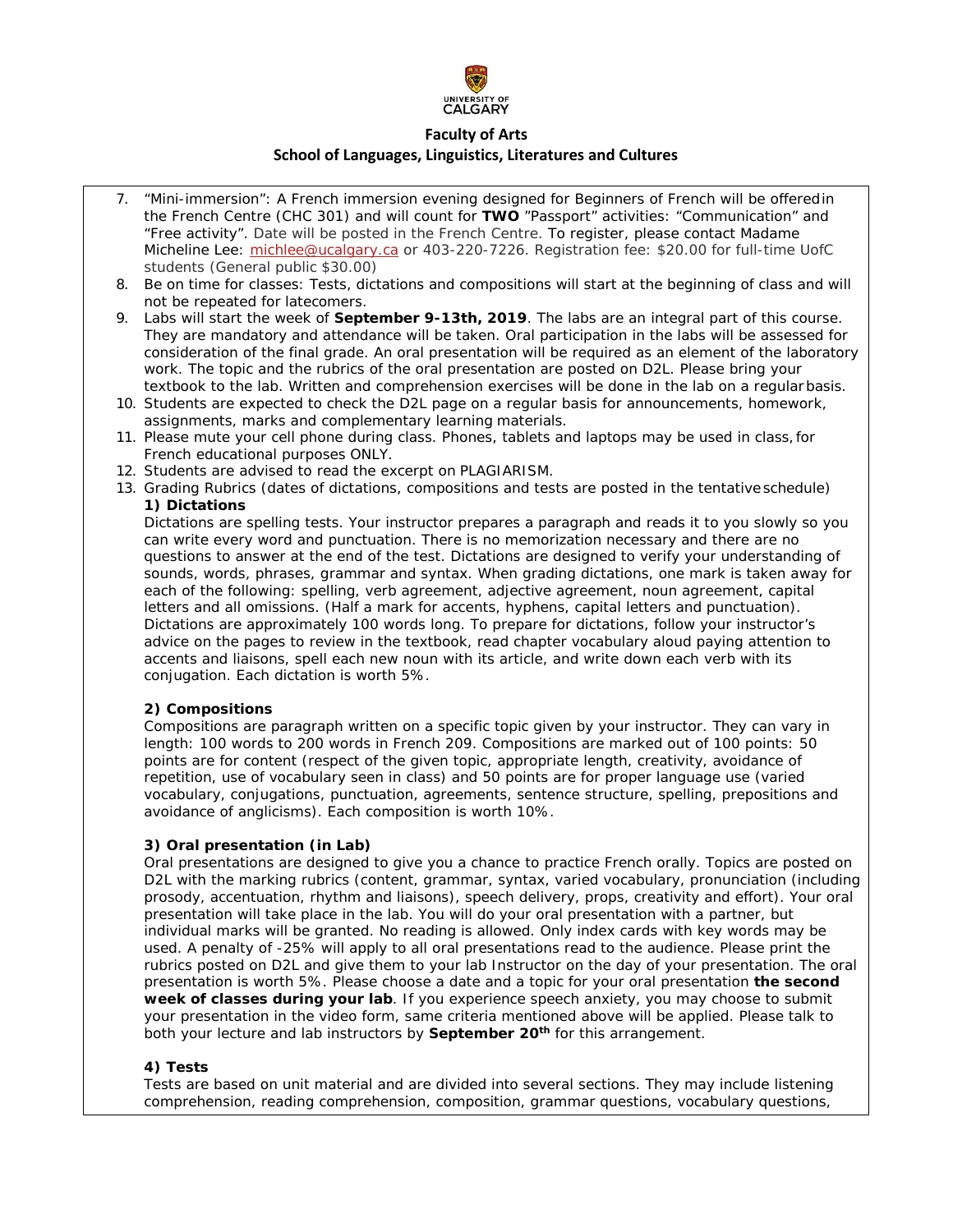7. "Mini-immersion": A French immersion evening designed for Beginners of French will be offered in the French Centre (CHC 301) and will count for **TWO** "Passport" activities: "Communication" and "Free activity". Date will be posted in the French Centre. To register, please contact Madame Micheline Lee: michlee@ucalgary.ca or 403-220-7226. Registration fee: $20.00 for full-time UofC students (General public $30.00)
8. Be on time for classes: Tests, dictations and compositions will start at the beginning of class and will not be repeated for latecomers.
9. Labs will start the week of **September 9-13th, 2019**. The labs are an integral part of this course. They are mandatory and attendance will be taken. Oral participation in the labs will be assessed for consideration of the final grade. An oral presentation will be required as an element of the laboratory work. The topic and the rubrics of the oral presentation are posted on D2L. Please bring your textbook to the lab. Written and comprehension exercises will be done in the lab on a regular basis.
10. Students are expected to check the D2L page on a regular basis for announcements, homework, assignments, marks and complementary learning materials.
11. Please mute your cell phone during class. Phones, tablets and laptops may be used in class, for French educational purposes ONLY.
12. Students are advised to read the excerpt on PLAGIARISM.
13. Grading Rubrics (dates of dictations, compositions and tests are posted in the tentative schedule)

**1) Dictations**

Dictations are spelling tests. Your instructor prepares a paragraph and reads it to you slowly so you can write every word and punctuation. There is no memorization necessary and there are no questions to answer at the end of the test. Dictations are designed to verify your understanding of sounds, words, phrases, grammar and syntax. When grading dictations, one mark is taken away for each of the following: spelling, verb agreement, adjective agreement, noun agreement, capital letters and all omissions. (Half a mark for accents, hyphens, capital letters and punctuation). Dictations are approximately 100 words long. To prepare for dictations, follow your instructor's advice on the pages to review in the textbook, read chapter vocabulary aloud paying attention to accents and liaisons, spell each new noun with its article, and write down each verb with its conjugation. Each dictation is worth 5%.

**2) Compositions**

Compositions are paragraph written on a specific topic given by your instructor. They can vary in length: 100 words to 200 words in French 209. Compositions are marked out of 100 points: 50 points are for content (respect of the given topic, appropriate length, creativity, avoidance of repetition, use of vocabulary seen in class) and 50 points are for proper language use (varied vocabulary, conjugations, punctuation, agreements, sentence structure, spelling, prepositions and avoidance of anglicisms). Each composition is worth 10%.

**3) Oral presentation (in Lab)**

Oral presentations are designed to give you a chance to practice French orally. Topics are posted on D2L with the marking rubrics (content, grammar, syntax, varied vocabulary, pronunciation (including prosody, accentuation, rhythm and liaisons), speech delivery, props, creativity and effort). Your oral presentation will take place in the lab. You will do your oral presentation with a partner, but individual marks will be granted. No reading is allowed. Only index cards with key words may be used. A penalty of -25% will apply to all oral presentations read to the audience. Please print the rubrics posted on D2L and give them to your lab Instructor on the day of your presentation. The oral presentation is worth 5%. Please choose a date and a topic for your oral presentation **the second week of classes during your lab**. If you experience speech anxiety, you may choose to submit your presentation in the video form, same criteria mentioned above will be applied. Please talk to both your lecture and lab instructors by **September 20th** for this arrangement.

**4) Tests**

Tests are based on unit material and are divided into several sections. They may include listening comprehension, reading comprehension, composition, grammar questions, vocabulary questions,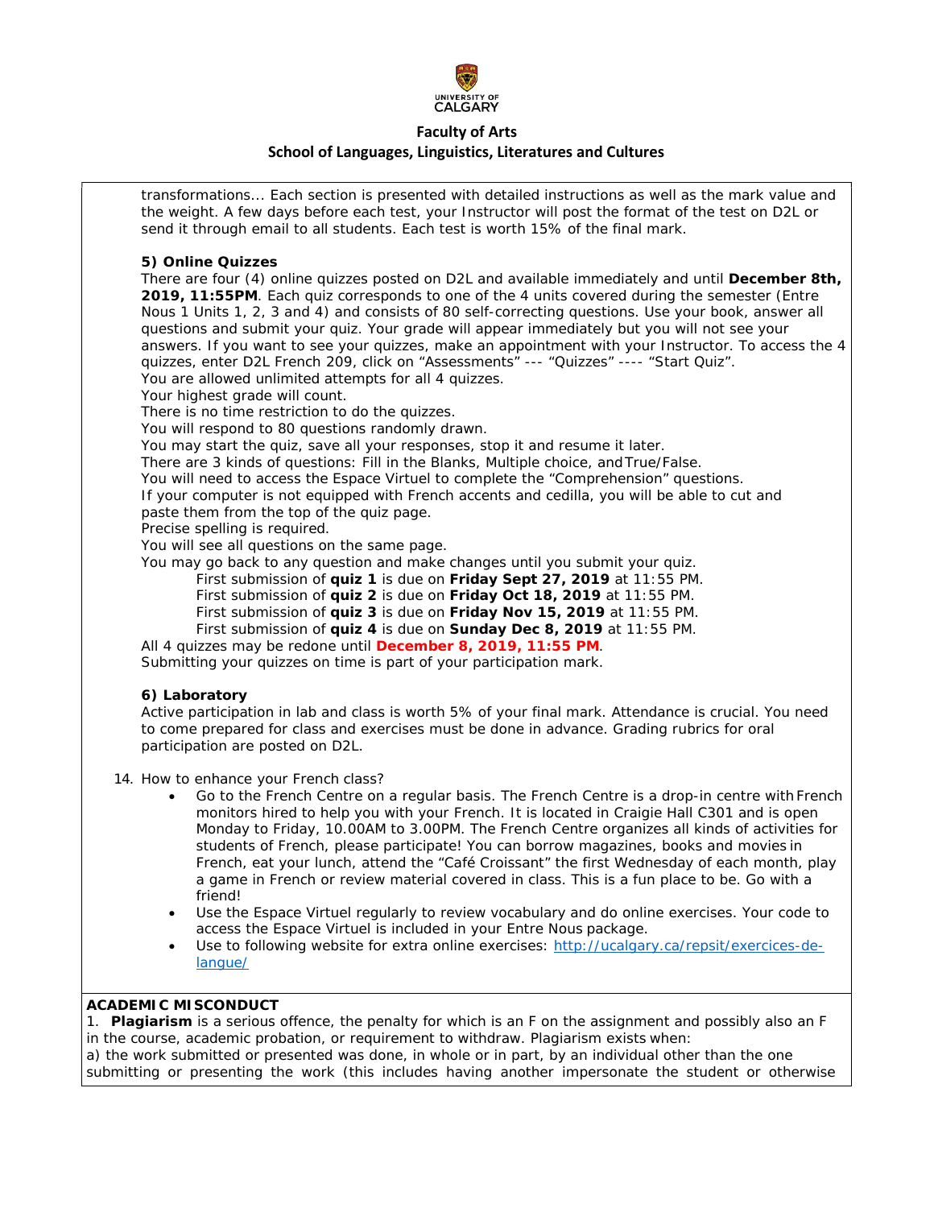transformations... Each section is presented with detailed instructions as well as the mark value and the weight. A few days before each test, your Instructor will post the format of the test on D2L or send it through email to all students. Each test is worth 15% of the final mark.

**5) Online Quizzes**

There are four (4) online quizzes posted on D2L and available immediately and until **December 8th, 2019, 11:55PM**. Each quiz corresponds to one of the 4 units covered during the semester (Entre Nous 1 Units 1, 2, 3 and 4) and consists of 80 self-correcting questions. Use your book, answer all questions and submit your quiz. Your grade will appear immediately but you will not see your answers. If you want to see your quizzes, make an appointment with your Instructor. To access the 4 quizzes, enter D2L French 209, click on "Assessments" --- "Quizzes" ---- "Start Quiz".

You are allowed unlimited attempts for all 4 quizzes.

Your highest grade will count.

There is no time restriction to do the quizzes.

You will respond to 80 questions randomly drawn.

You may start the quiz, save all your responses, stop it and resume it later.

There are 3 kinds of questions: Fill in the Blanks, Multiple choice, and True/False.

You will need to access the Espace Virtuel to complete the "Comprehension" questions.

If your computer is not equipped with French accents and cedilla, you will be able to cut and paste them from the top of the quiz page.

Precise spelling is required.

You will see all questions on the same page.

You may go back to any question and make changes until you submit your quiz.

First submission of **quiz 1** is due on **Friday Sept 27, 2019** at 11:55 PM.
First submission of **quiz 2** is due on **Friday Oct 18, 2019** at 11:55 PM.
First submission of **quiz 3** is due on **Friday Nov 15, 2019** at 11:55 PM.
First submission of **quiz 4** is due on **Sunday Dec 8, 2019** at 11:55 PM.

All 4 quizzes may be redone until **December 8, 2019, 11:55 PM**.

Submitting your quizzes on time is part of your participation mark.

**6) Laboratory**

Active participation in lab and class is worth 5% of your final mark. Attendance is crucial. You need to come prepared for class and exercises must be done in advance. Grading rubrics for oral participation are posted on D2L.

14. How to enhance your French class?
    - Go to the French Centre on a regular basis. The French Centre is a drop-in centre with French monitors hired to help you with your French. It is located in Craigie Hall C301 and is open Monday to Friday, 10.00AM to 3.00PM. The French Centre organizes all kinds of activities for students of French, please participate! You can borrow magazines, books and movies in French, eat your lunch, attend the "Café Croissant" the first Wednesday of each month, play a game in French or review material covered in class. This is a fun place to be. Go with a friend!
    - Use the Espace Virtuel regularly to review vocabulary and do online exercises. Your code to access the Espace Virtuel is included in your Entre Nous package.
    - Use to following website for extra online exercises: http://ucalgary.ca/repsit/exercices-de-langue/

**ACADEMIC MISCONDUCT**

1. **Plagiarism** is a serious offence, the penalty for which is an F on the assignment and possibly also an F in the course, academic probation, or requirement to withdraw. Plagiarism exists when:

a) the work submitted or presented was done, in whole or in part, by an individual other than the one submitting or presenting the work (this includes having another impersonate the student or otherwise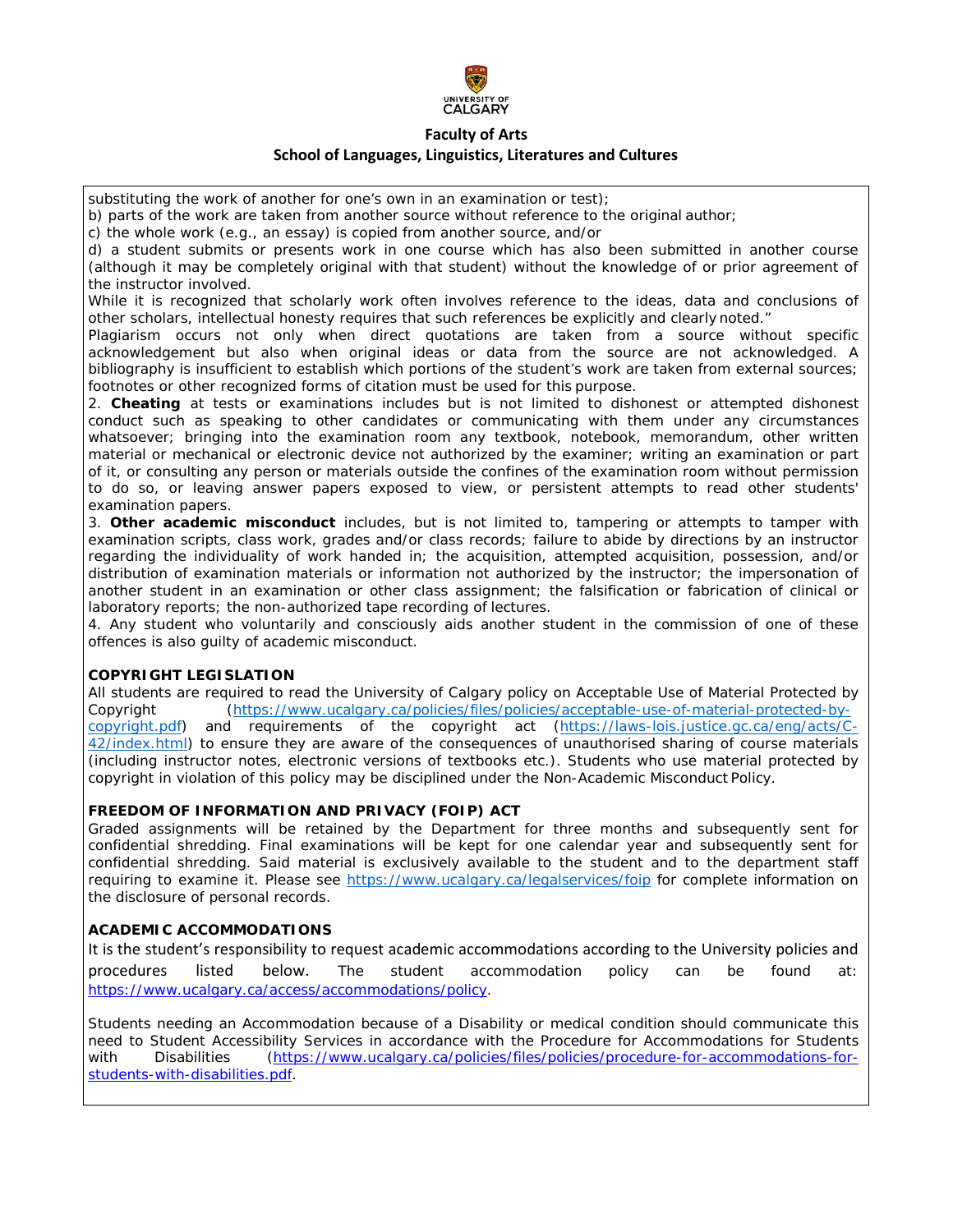substituting the work of another for one's own in an examination or test);

b) parts of the work are taken from another source without reference to the original author;

c) the whole work (e.g., an essay) is copied from another source, and/or

d) a student submits or presents work in one course which has also been submitted in another course (although it may be completely original with that student) without the knowledge of or prior agreement of the instructor involved.

While it is recognized that scholarly work often involves reference to the ideas, data and conclusions of other scholars, intellectual honesty requires that such references be explicitly and clearly noted."

Plagiarism occurs not only when direct quotations are taken from a source without specific acknowledgement but also when original ideas or data from the source are not acknowledged. A bibliography is insufficient to establish which portions of the student's work are taken from external sources; footnotes or other recognized forms of citation must be used for this purpose.

2. **Cheating** at tests or examinations includes but is not limited to dishonest or attempted dishonest conduct such as speaking to other candidates or communicating with them under any circumstances whatsoever; bringing into the examination room any textbook, notebook, memorandum, other written material or mechanical or electronic device not authorized by the examiner; writing an examination or part of it, or consulting any person or materials outside the confines of the examination room without permission to do so, or leaving answer papers exposed to view, or persistent attempts to read other students' examination papers.

3. **Other academic misconduct** includes, but is not limited to, tampering or attempts to tamper with examination scripts, class work, grades and/or class records; failure to abide by directions by an instructor regarding the individuality of work handed in; the acquisition, attempted acquisition, possession, and/or distribution of examination materials or information not authorized by the instructor; the impersonation of another student in an examination or other class assignment; the falsification or fabrication of clinical or laboratory reports; the non-authorized tape recording of lectures.

4. Any student who voluntarily and consciously aids another student in the commission of one of these offences is also guilty of academic misconduct.

**COPYRIGHT LEGISLATION**

All students are required to read the University of Calgary policy on Acceptable Use of Material Protected by Copyright (https://www.ucalgary.ca/policies/files/policies/acceptable-use-of-material-protected-by-copyright.pdf) and requirements of the copyright act (https://laws-lois.justice.gc.ca/eng/acts/C-42/index.html) to ensure they are aware of the consequences of unauthorised sharing of course materials (including instructor notes, electronic versions of textbooks etc.). Students who use material protected by copyright in violation of this policy may be disciplined under the Non-Academic Misconduct Policy.

**FREEDOM OF INFORMATION AND PRIVACY (FOIP) ACT**

Graded assignments will be retained by the Department for three months and subsequently sent for confidential shredding. Final examinations will be kept for one calendar year and subsequently sent for confidential shredding. Said material is exclusively available to the student and to the department staff requiring to examine it. Please see https://www.ucalgary.ca/legalservices/foip for complete information on the disclosure of personal records.

**ACADEMIC ACCOMMODATIONS**

It is the student's responsibility to request academic accommodations according to the University policies and procedures listed below. The student accommodation policy can be found at: https://www.ucalgary.ca/access/accommodations/policy.

Students needing an Accommodation because of a Disability or medical condition should communicate this need to Student Accessibility Services in accordance with the Procedure for Accommodations for Students with Disabilities (https://www.ucalgary.ca/policies/files/policies/procedure-for-accommodations-for-students-with-disabilities.pdf.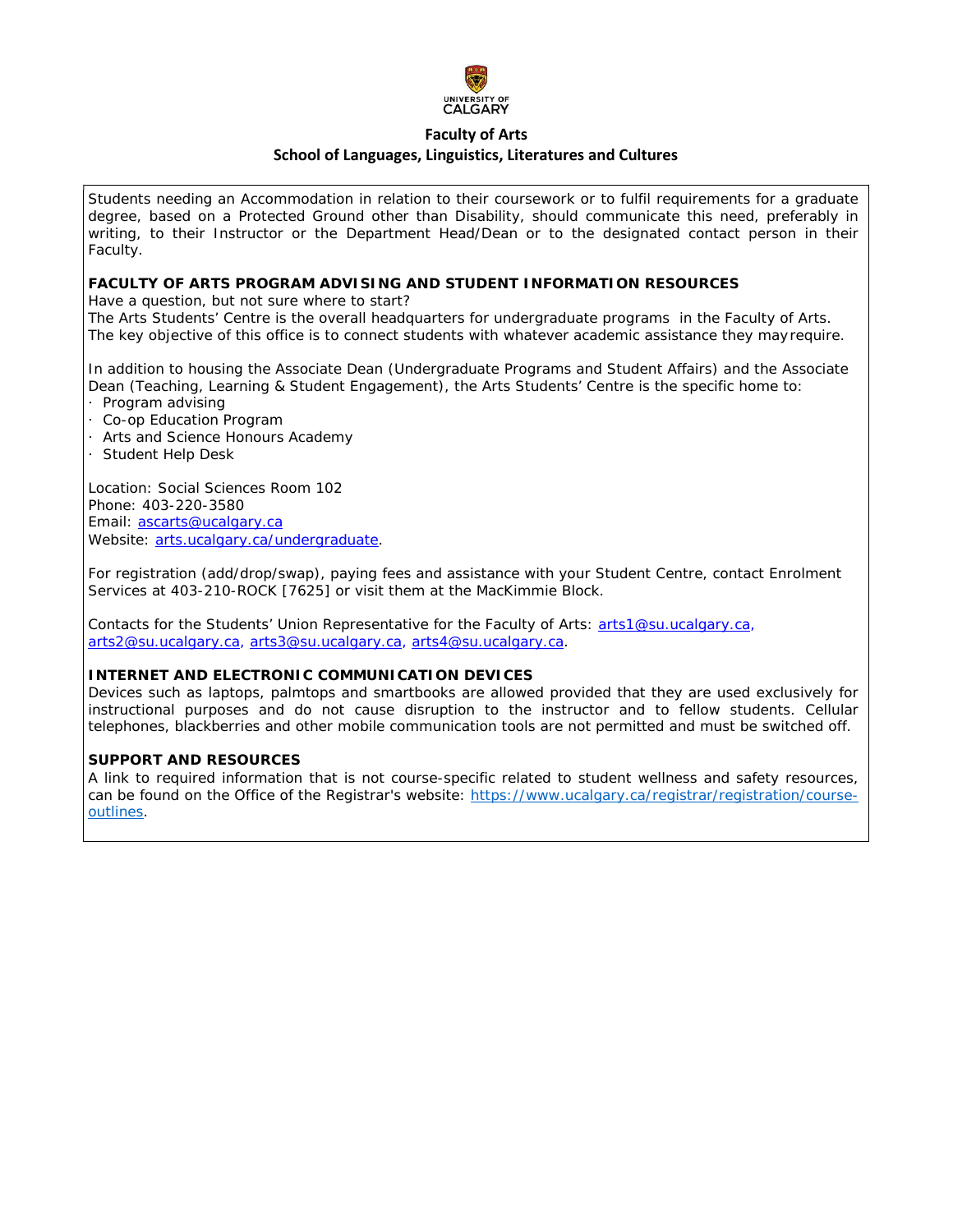**Faculty of Arts**

**School of Languages, Linguistics, Literatures and Cultures**

Students needing an Accommodation in relation to their coursework or to fulfil requirements for a graduate degree, based on a Protected Ground other than Disability, should communicate this need, preferably in writing, to their Instructor or the Department Head/Dean or to the designated contact person in their Faculty.

**FACULTY OF ARTS PROGRAM ADVISING AND STUDENT INFORMATION RESOURCES**

Have a question, but not sure where to start?
The Arts Students' Centre is the overall headquarters for undergraduate programs in the Faculty of Arts. The key objective of this office is to connect students with whatever academic assistance they may require.

In addition to housing the Associate Dean (Undergraduate Programs and Student Affairs) and the Associate Dean (Teaching, Learning & Student Engagement), the Arts Students' Centre is the specific home to:

- Program advising
- Co-op Education Program
- Arts and Science Honours Academy
- Student Help Desk

Location: Social Sciences Room 102
Phone: 403-220-3580
Email: ascarts@ucalgary.ca
Website: arts.ucalgary.ca/undergraduate.

For registration (add/drop/swap), paying fees and assistance with your Student Centre, contact Enrolment Services at 403-210-ROCK [7625] or visit them at the MacKimmie Block.

Contacts for the Students' Union Representative for the Faculty of Arts: arts1@su.ucalgary.ca, arts2@su.ucalgary.ca, arts3@su.ucalgary.ca, arts4@su.ucalgary.ca.

**INTERNET AND ELECTRONIC COMMUNICATION DEVICES**

Devices such as laptops, palmtops and smartbooks are allowed provided that they are used exclusively for instructional purposes and do not cause disruption to the instructor and to fellow students. Cellular telephones, blackberries and other mobile communication tools are not permitted and must be switched off.

**SUPPORT AND RESOURCES**

A link to required information that is not course-specific related to student wellness and safety resources, can be found on the Office of the Registrar's website: https://www.ucalgary.ca/registrar/registration/course-outlines.